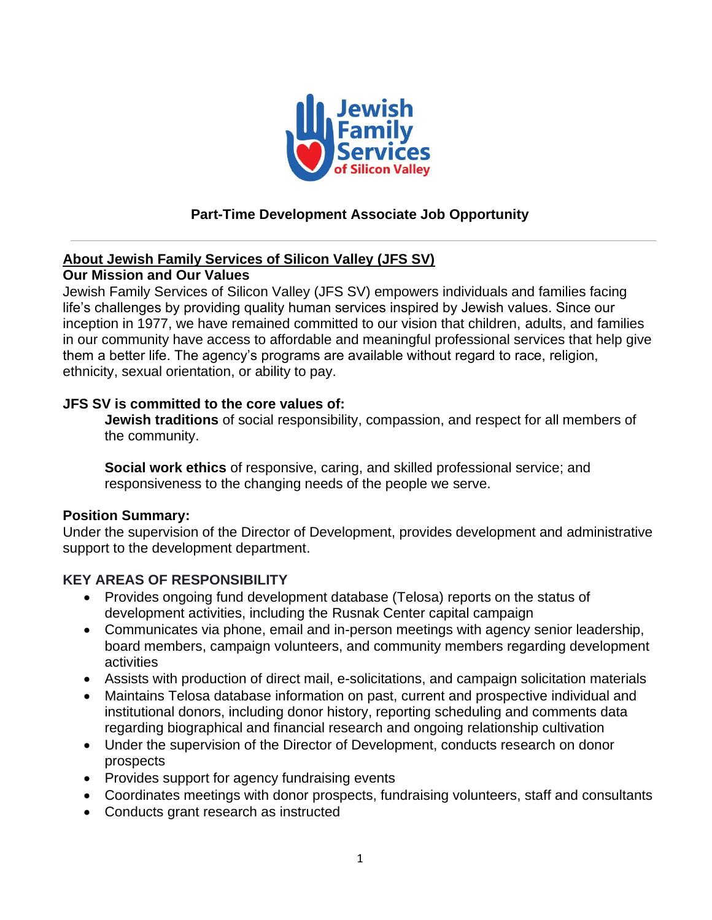# Part-Time Development Associate Job Opportunity

---

## About Jewish Family Services of Silicon Valley (JFS SV)

### Our Mission and Our Values

Jewish Family Services of Silicon Valley (JFS SV) empowers individuals and families facing life's challenges by providing quality human services inspired by Jewish values. Since our inception in 1977, we have remained committed to our vision that children, adults, and families in our community have access to affordable and meaningful professional services that help give them a better life. The agency's programs are available without regard to race, religion, ethnicity, sexual orientation, or ability to pay.

**JFS SV is committed to the core values of:**

**Jewish traditions** of social responsibility, compassion, and respect for all members of the community.

**Social work ethics** of responsive, caring, and skilled professional service; and responsiveness to the changing needs of the people we serve.

**Position Summary:**

Under the supervision of the Director of Development, provides development and administrative support to the development department.

### KEY AREAS OF RESPONSIBILITY

- Provides ongoing fund development database (Telosa) reports on the status of development activities, including the Rusnak Center capital campaign
- Communicates via phone, email and in-person meetings with agency senior leadership, board members, campaign volunteers, and community members regarding development activities
- Assists with production of direct mail, e-solicitations, and campaign solicitation materials
- Maintains Telosa database information on past, current and prospective individual and institutional donors, including donor history, reporting scheduling and comments data regarding biographical and financial research and ongoing relationship cultivation
- Under the supervision of the Director of Development, conducts research on donor prospects
- Provides support for agency fundraising events
- Coordinates meetings with donor prospects, fundraising volunteers, staff and consultants
- Conducts grant research as instructed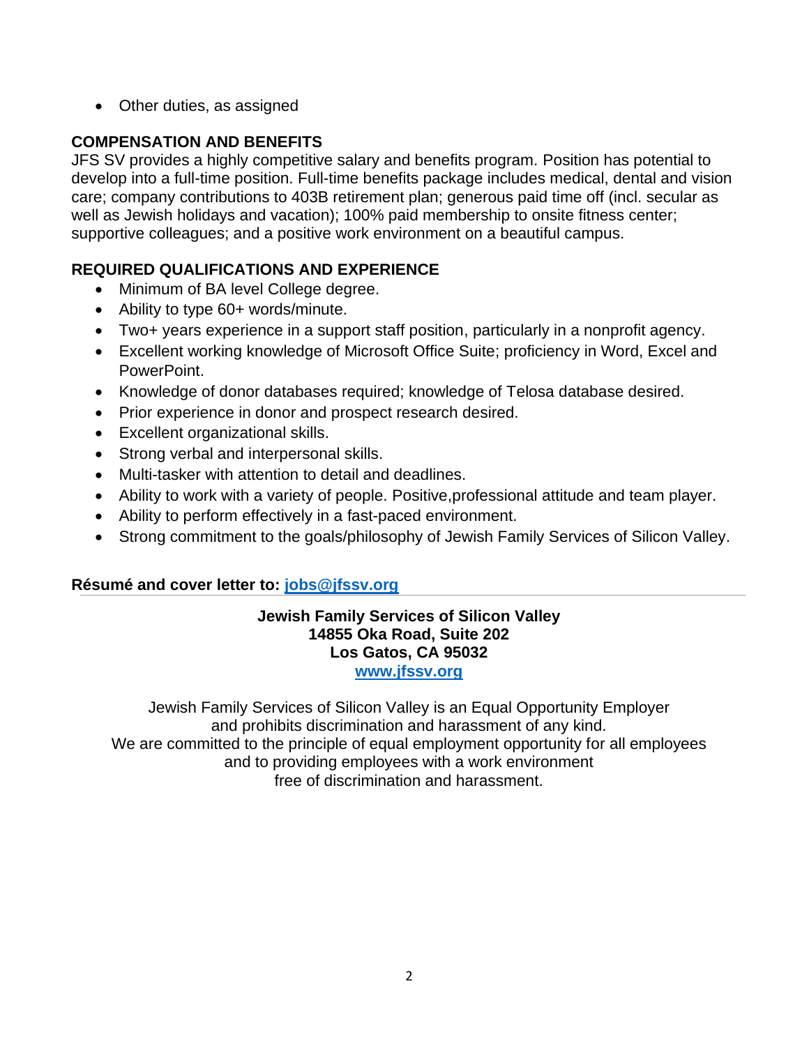- Other duties, as assigned

## COMPENSATION AND BENEFITS

JFS SV provides a highly competitive salary and benefits program. Position has potential to develop into a full-time position. Full-time benefits package includes medical, dental and vision care; company contributions to 403B retirement plan; generous paid time off (incl. secular as well as Jewish holidays and vacation); 100% paid membership to onsite fitness center; supportive colleagues; and a positive work environment on a beautiful campus.

## REQUIRED QUALIFICATIONS AND EXPERIENCE

- Minimum of BA level College degree.
- Ability to type 60+ words/minute.
- Two+ years experience in a support staff position, particularly in a nonprofit agency.
- Excellent working knowledge of Microsoft Office Suite; proficiency in Word, Excel and PowerPoint.
- Knowledge of donor databases required; knowledge of Telosa database desired.
- Prior experience in donor and prospect research desired.
- Excellent organizational skills.
- Strong verbal and interpersonal skills.
- Multi-tasker with attention to detail and deadlines.
- Ability to work with a variety of people. Positive,professional attitude and team player.
- Ability to perform effectively in a fast-paced environment.
- Strong commitment to the goals/philosophy of Jewish Family Services of Silicon Valley.

**Résumé and cover letter to: [jobs@jfssv.org](mailto:jobs@jfssv.org)**

---

**Jewish Family Services of Silicon Valley**
**14855 Oka Road, Suite 202**
**Los Gatos, CA 95032**
**[www.jfssv.org](http://www.jfssv.org)**

Jewish Family Services of Silicon Valley is an Equal Opportunity Employer and prohibits discrimination and harassment of any kind.
We are committed to the principle of equal employment opportunity for all employees and to providing employees with a work environment free of discrimination and harassment.